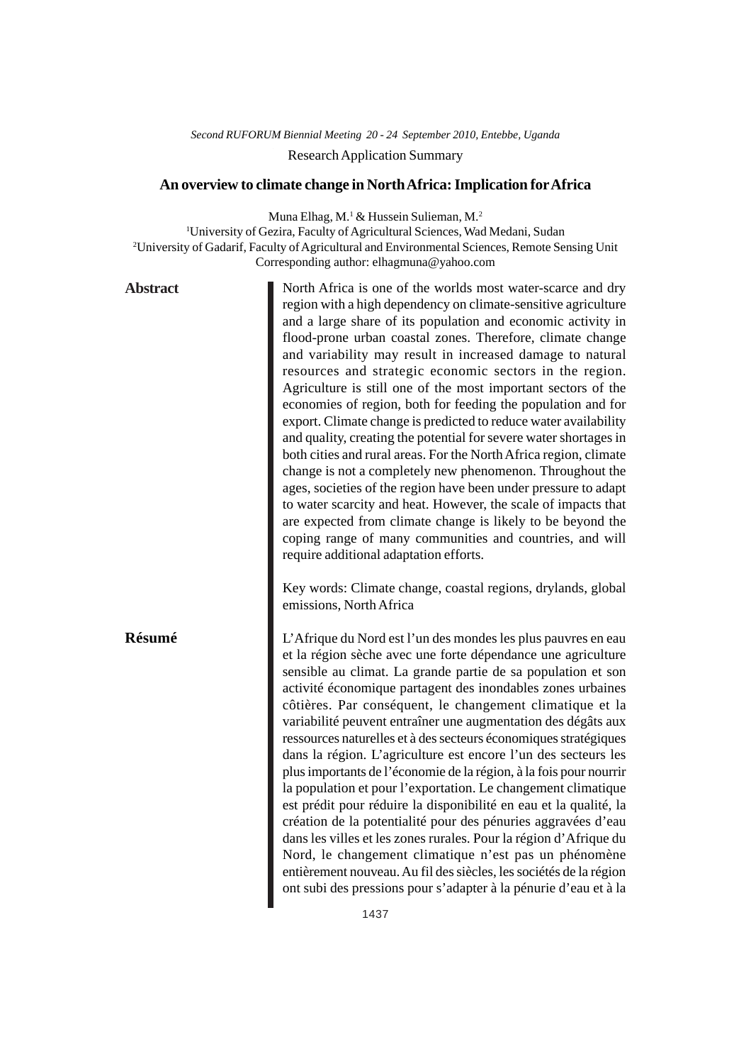*Second RUFORUM Biennial Meeting 20 - 24 September 2010, Entebbe, Uganda*

Research Application Summary

# An overview to climate change in North Africa: Implication for Africa

Muna Elhag, M.[1] & Hussein Sulieman, M.[2]

[1]University of Gezira, Faculty of Agricultural Sciences, Wad Medani, Sudan

[2]University of Gadarif, Faculty of Agricultural and Environmental Sciences, Remote Sensing Unit

Corresponding author: elhagmuna@yahoo.com

## Abstract

North Africa is one of the worlds most water-scarce and dry region with a high dependency on climate-sensitive agriculture and a large share of its population and economic activity in flood-prone urban coastal zones. Therefore, climate change and variability may result in increased damage to natural resources and strategic economic sectors in the region. Agriculture is still one of the most important sectors of the economies of region, both for feeding the population and for export. Climate change is predicted to reduce water availability and quality, creating the potential for severe water shortages in both cities and rural areas. For the North Africa region, climate change is not a completely new phenomenon. Throughout the ages, societies of the region have been under pressure to adapt to water scarcity and heat. However, the scale of impacts that are expected from climate change is likely to be beyond the coping range of many communities and countries, and will require additional adaptation efforts.

Key words: Climate change, coastal regions, drylands, global emissions, North Africa

## Résumé

L'Afrique du Nord est l'un des mondes les plus pauvres en eau et la région sèche avec une forte dépendance une agriculture sensible au climat. La grande partie de sa population et son activité économique partagent des inondables zones urbaines côtières. Par conséquent, le changement climatique et la variabilité peuvent entraîner une augmentation des dégâts aux ressources naturelles et à des secteurs économiques stratégiques dans la région. L'agriculture est encore l'un des secteurs les plus importants de l'économie de la région, à la fois pour nourrir la population et pour l'exportation. Le changement climatique est prédit pour réduire la disponibilité en eau et la qualité, la création de la potentialité pour des pénuries aggravées d'eau dans les villes et les zones rurales. Pour la région d'Afrique du Nord, le changement climatique n'est pas un phénomène entièrement nouveau. Au fil des siècles, les sociétés de la région ont subi des pressions pour s'adapter à la pénurie d'eau et à la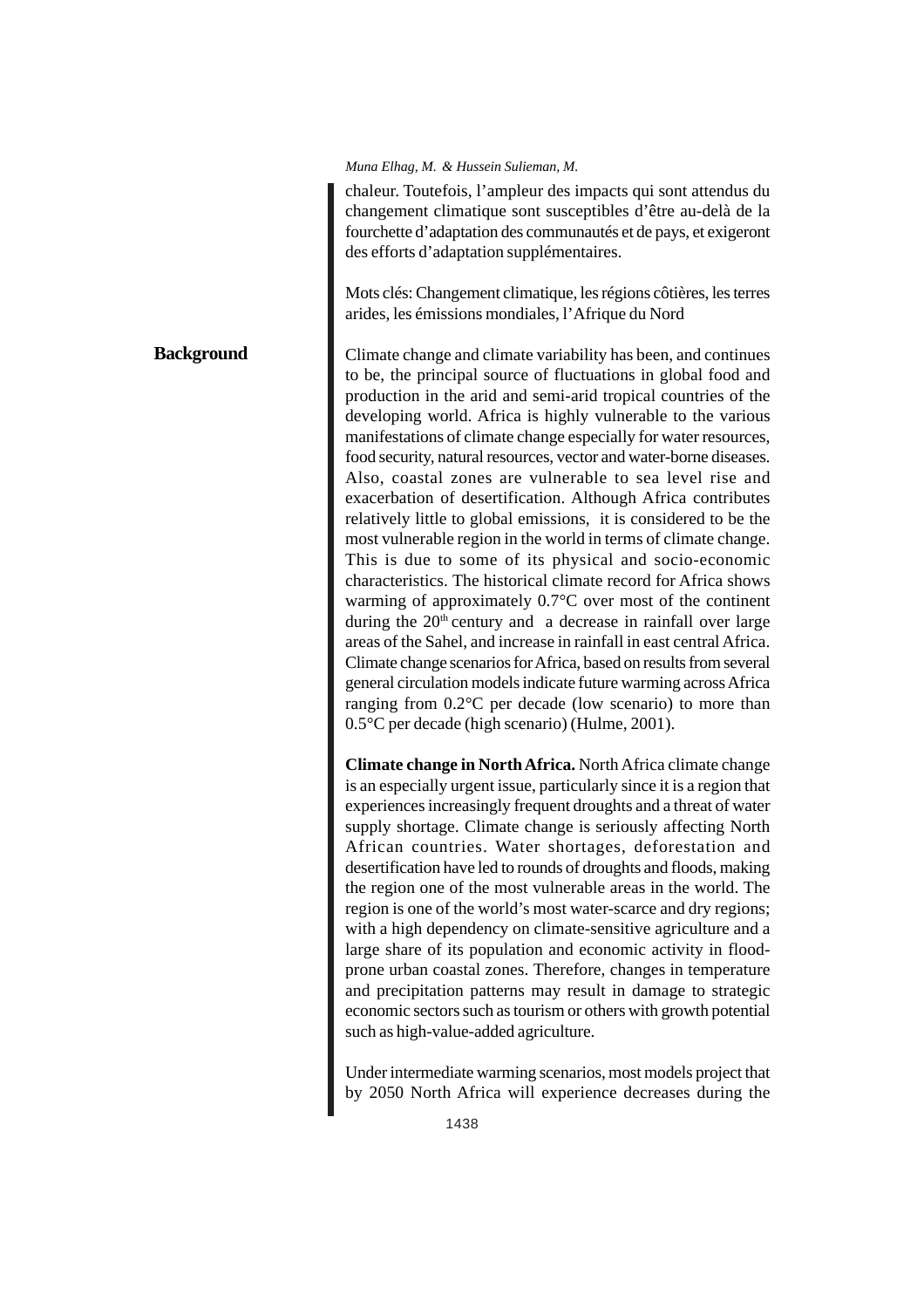chaleur. Toutefois, l'ampleur des impacts qui sont attendus du changement climatique sont susceptibles d'être au-delà de la fourchette d'adaptation des communautés et de pays, et exigeront des efforts d'adaptation supplémentaires.

Mots clés: Changement climatique, les régions côtières, les terres arides, les émissions mondiales, l'Afrique du Nord

## Background

Climate change and climate variability has been, and continues to be, the principal source of fluctuations in global food and production in the arid and semi-arid tropical countries of the developing world. Africa is highly vulnerable to the various manifestations of climate change especially for water resources, food security, natural resources, vector and water-borne diseases. Also, coastal zones are vulnerable to sea level rise and exacerbation of desertification. Although Africa contributes relatively little to global emissions, it is considered to be the most vulnerable region in the world in terms of climate change. This is due to some of its physical and socio-economic characteristics. The historical climate record for Africa shows warming of approximately 0.7°C over most of the continent during the 20th century and a decrease in rainfall over large areas of the Sahel, and increase in rainfall in east central Africa. Climate change scenarios for Africa, based on results from several general circulation models indicate future warming across Africa ranging from 0.2°C per decade (low scenario) to more than 0.5°C per decade (high scenario) (Hulme, 2001).

**Climate change in North Africa.** North Africa climate change is an especially urgent issue, particularly since it is a region that experiences increasingly frequent droughts and a threat of water supply shortage. Climate change is seriously affecting North African countries. Water shortages, deforestation and desertification have led to rounds of droughts and floods, making the region one of the most vulnerable areas in the world. The region is one of the world's most water-scarce and dry regions; with a high dependency on climate-sensitive agriculture and a large share of its population and economic activity in flood-prone urban coastal zones. Therefore, changes in temperature and precipitation patterns may result in damage to strategic economic sectors such as tourism or others with growth potential such as high-value-added agriculture.

Under intermediate warming scenarios, most models project that by 2050 North Africa will experience decreases during the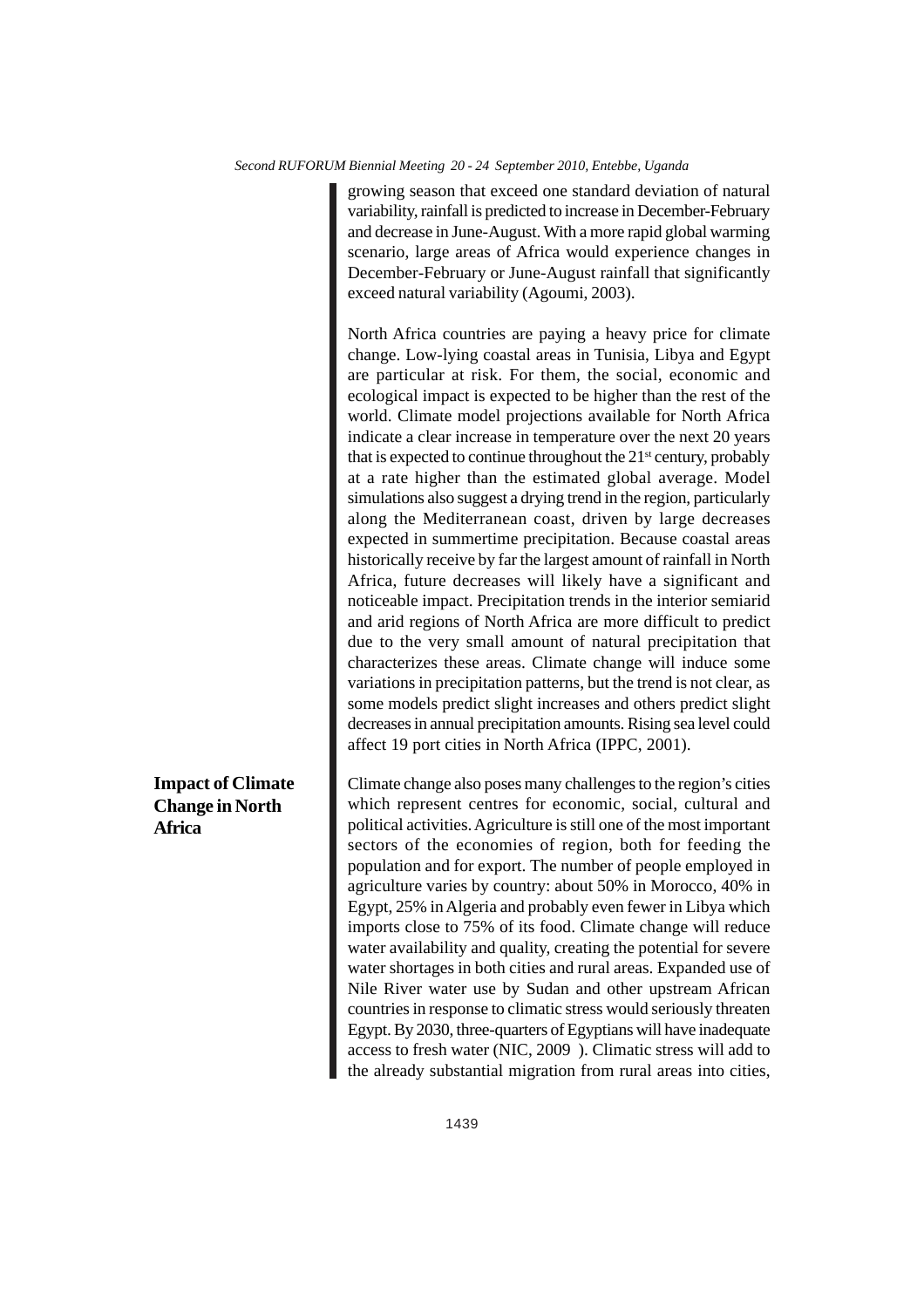growing season that exceed one standard deviation of natural variability, rainfall is predicted to increase in December-February and decrease in June-August. With a more rapid global warming scenario, large areas of Africa would experience changes in December-February or June-August rainfall that significantly exceed natural variability (Agoumi, 2003).

North Africa countries are paying a heavy price for climate change. Low-lying coastal areas in Tunisia, Libya and Egypt are particular at risk. For them, the social, economic and ecological impact is expected to be higher than the rest of the world. Climate model projections available for North Africa indicate a clear increase in temperature over the next 20 years that is expected to continue throughout the 21st century, probably at a rate higher than the estimated global average. Model simulations also suggest a drying trend in the region, particularly along the Mediterranean coast, driven by large decreases expected in summertime precipitation. Because coastal areas historically receive by far the largest amount of rainfall in North Africa, future decreases will likely have a significant and noticeable impact. Precipitation trends in the interior semiarid and arid regions of North Africa are more difficult to predict due to the very small amount of natural precipitation that characterizes these areas. Climate change will induce some variations in precipitation patterns, but the trend is not clear, as some models predict slight increases and others predict slight decreases in annual precipitation amounts. Rising sea level could affect 19 port cities in North Africa (IPPC, 2001).

## Impact of Climate Change in North Africa

Climate change also poses many challenges to the region's cities which represent centres for economic, social, cultural and political activities. Agriculture is still one of the most important sectors of the economies of region, both for feeding the population and for export. The number of people employed in agriculture varies by country: about 50% in Morocco, 40% in Egypt, 25% in Algeria and probably even fewer in Libya which imports close to 75% of its food. Climate change will reduce water availability and quality, creating the potential for severe water shortages in both cities and rural areas. Expanded use of Nile River water use by Sudan and other upstream African countries in response to climatic stress would seriously threaten Egypt. By 2030, three-quarters of Egyptians will have inadequate access to fresh water (NIC, 2009 ). Climatic stress will add to the already substantial migration from rural areas into cities,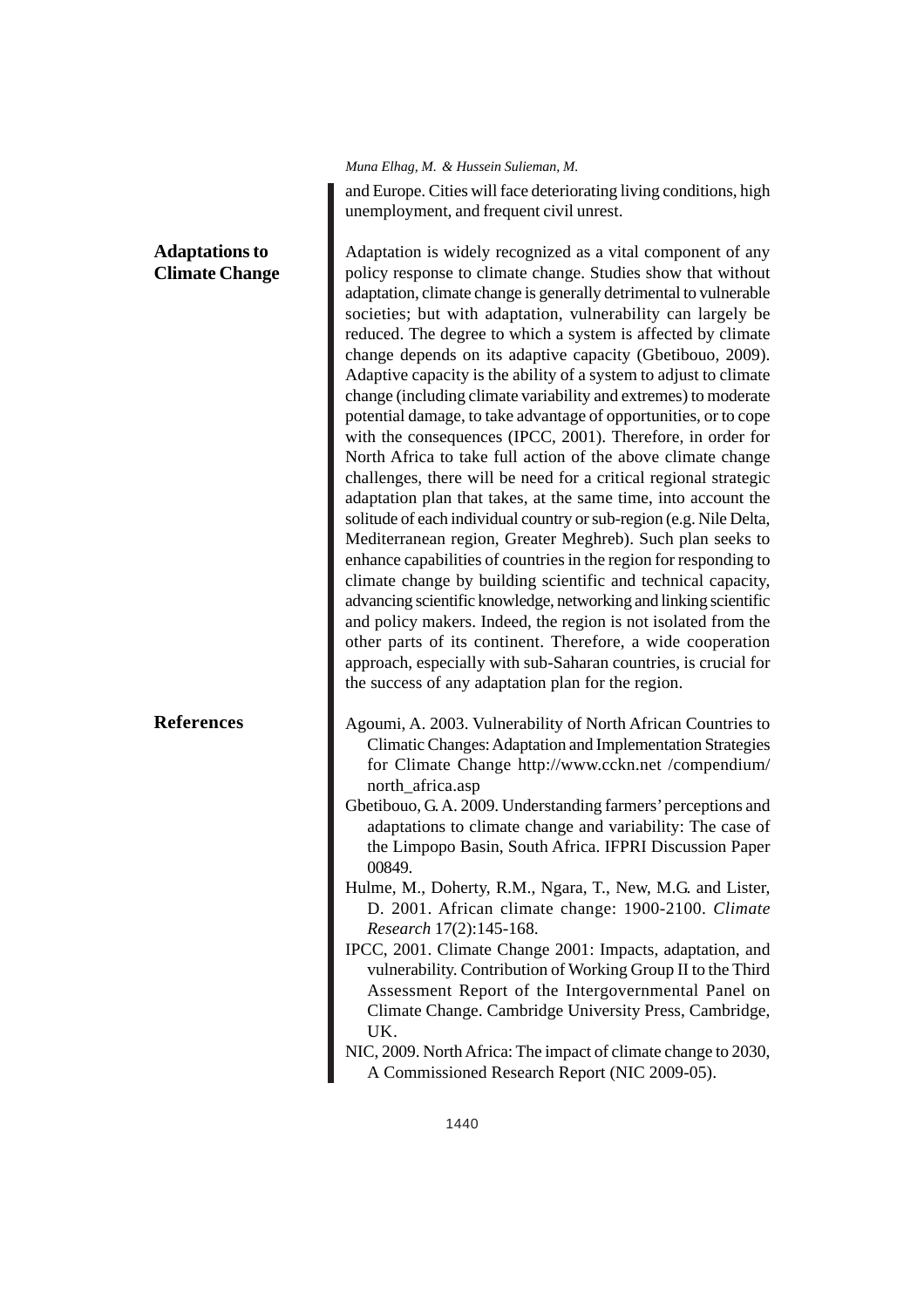and Europe. Cities will face deteriorating living conditions, high unemployment, and frequent civil unrest.

## Adaptations to Climate Change

Adaptation is widely recognized as a vital component of any policy response to climate change. Studies show that without adaptation, climate change is generally detrimental to vulnerable societies; but with adaptation, vulnerability can largely be reduced. The degree to which a system is affected by climate change depends on its adaptive capacity (Gbetibouo, 2009). Adaptive capacity is the ability of a system to adjust to climate change (including climate variability and extremes) to moderate potential damage, to take advantage of opportunities, or to cope with the consequences (IPCC, 2001). Therefore, in order for North Africa to take full action of the above climate change challenges, there will be need for a critical regional strategic adaptation plan that takes, at the same time, into account the solitude of each individual country or sub-region (e.g. Nile Delta, Mediterranean region, Greater Meghreb). Such plan seeks to enhance capabilities of countries in the region for responding to climate change by building scientific and technical capacity, advancing scientific knowledge, networking and linking scientific and policy makers. Indeed, the region is not isolated from the other parts of its continent. Therefore, a wide cooperation approach, especially with sub-Saharan countries, is crucial for the success of any adaptation plan for the region.

## References

Agoumi, A. 2003. Vulnerability of North African Countries to Climatic Changes: Adaptation and Implementation Strategies for Climate Change http://www.cckn.net /compendium/ north_africa.asp

Gbetibouo, G. A. 2009. Understanding farmers' perceptions and adaptations to climate change and variability: The case of the Limpopo Basin, South Africa. IFPRI Discussion Paper 00849.

Hulme, M., Doherty, R.M., Ngara, T., New, M.G. and Lister, D. 2001. African climate change: 1900-2100. *Climate Research* 17(2):145-168.

IPCC, 2001. Climate Change 2001: Impacts, adaptation, and vulnerability. Contribution of Working Group II to the Third Assessment Report of the Intergovernmental Panel on Climate Change. Cambridge University Press, Cambridge, UK.

NIC, 2009. North Africa: The impact of climate change to 2030, A Commissioned Research Report (NIC 2009-05).